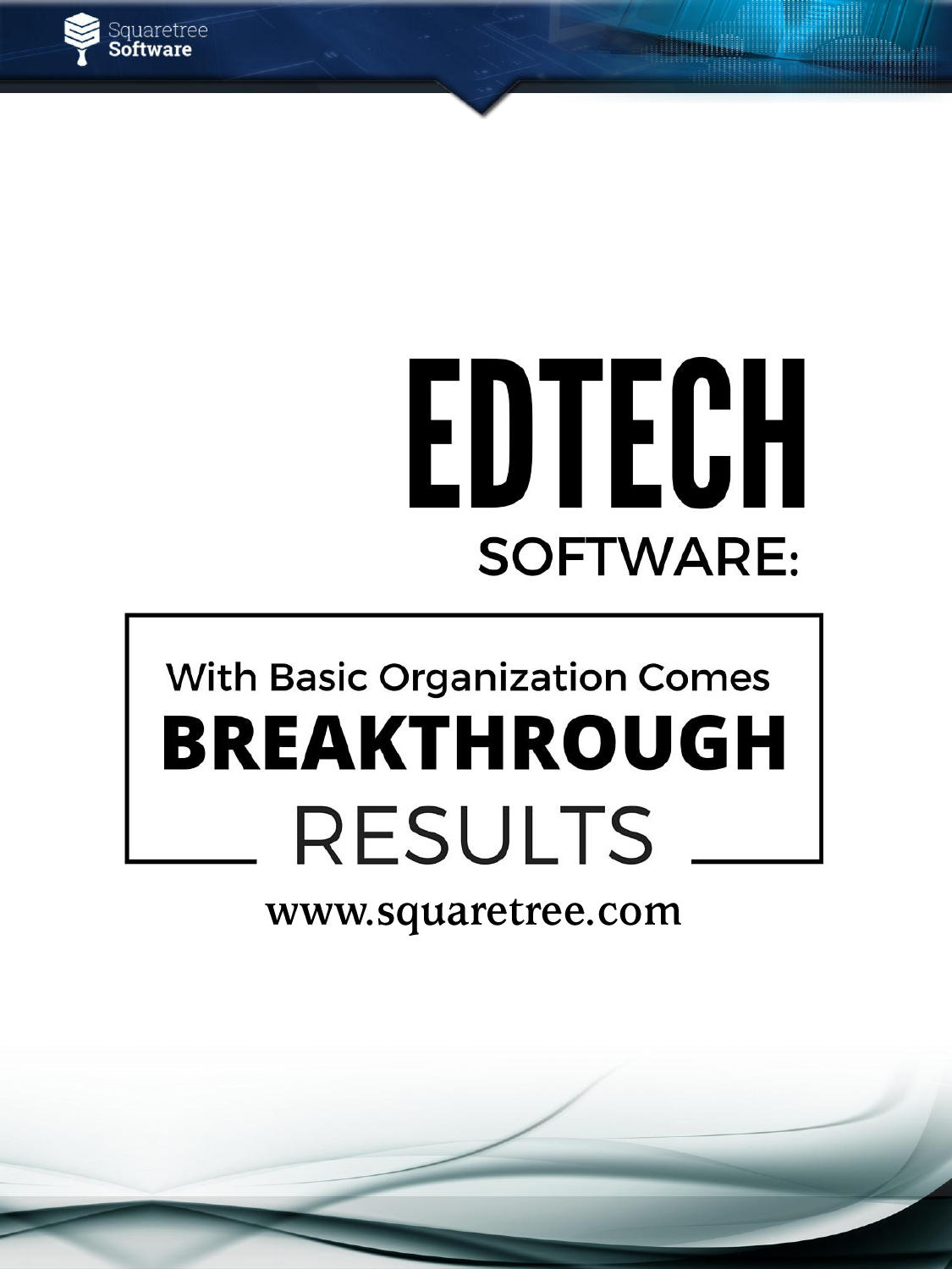# EDTECH

## SOFTWARE:

With Basic Organization Comes

**BREAKTHROUGH**

RESULTS

www.squaretree.com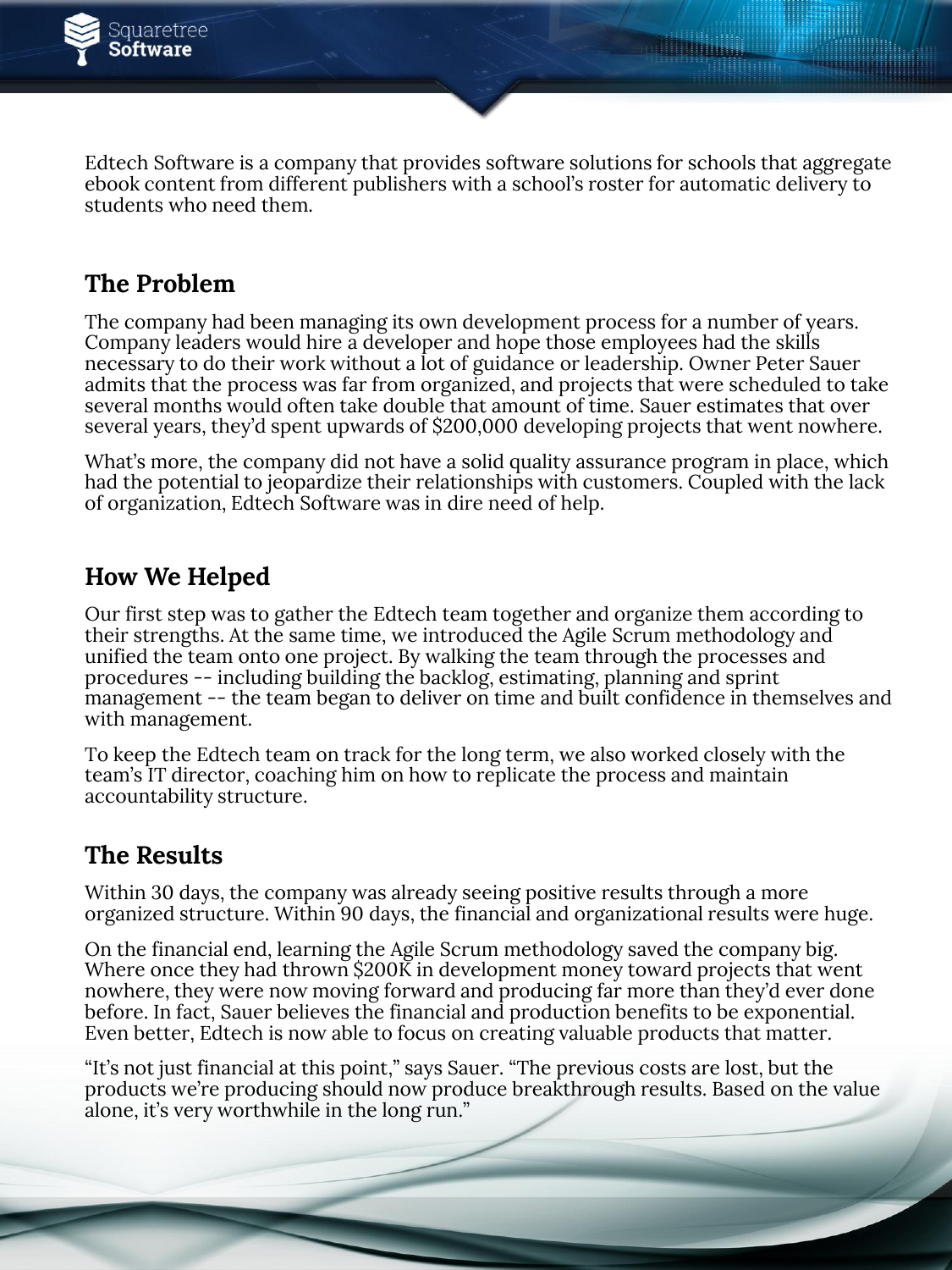Edtech Software is a company that provides software solutions for schools that aggregate ebook content from different publishers with a school's roster for automatic delivery to students who need them.

## The Problem

The company had been managing its own development process for a number of years. Company leaders would hire a developer and hope those employees had the skills necessary to do their work without a lot of guidance or leadership. Owner Peter Sauer admits that the process was far from organized, and projects that were scheduled to take several months would often take double that amount of time. Sauer estimates that over several years, they'd spent upwards of $200,000 developing projects that went nowhere.

What's more, the company did not have a solid quality assurance program in place, which had the potential to jeopardize their relationships with customers. Coupled with the lack of organization, Edtech Software was in dire need of help.

## How We Helped

Our first step was to gather the Edtech team together and organize them according to their strengths. At the same time, we introduced the Agile Scrum methodology and unified the team onto one project. By walking the team through the processes and procedures -- including building the backlog, estimating, planning and sprint management -- the team began to deliver on time and built confidence in themselves and with management.

To keep the Edtech team on track for the long term, we also worked closely with the team's IT director, coaching him on how to replicate the process and maintain accountability structure.

## The Results

Within 30 days, the company was already seeing positive results through a more organized structure. Within 90 days, the financial and organizational results were huge.

On the financial end, learning the Agile Scrum methodology saved the company big. Where once they had thrown $200K in development money toward projects that went nowhere, they were now moving forward and producing far more than they'd ever done before. In fact, Sauer believes the financial and production benefits to be exponential. Even better, Edtech is now able to focus on creating valuable products that matter.

"It's not just financial at this point," says Sauer. "The previous costs are lost, but the products we're producing should now produce breakthrough results. Based on the value alone, it's very worthwhile in the long run."